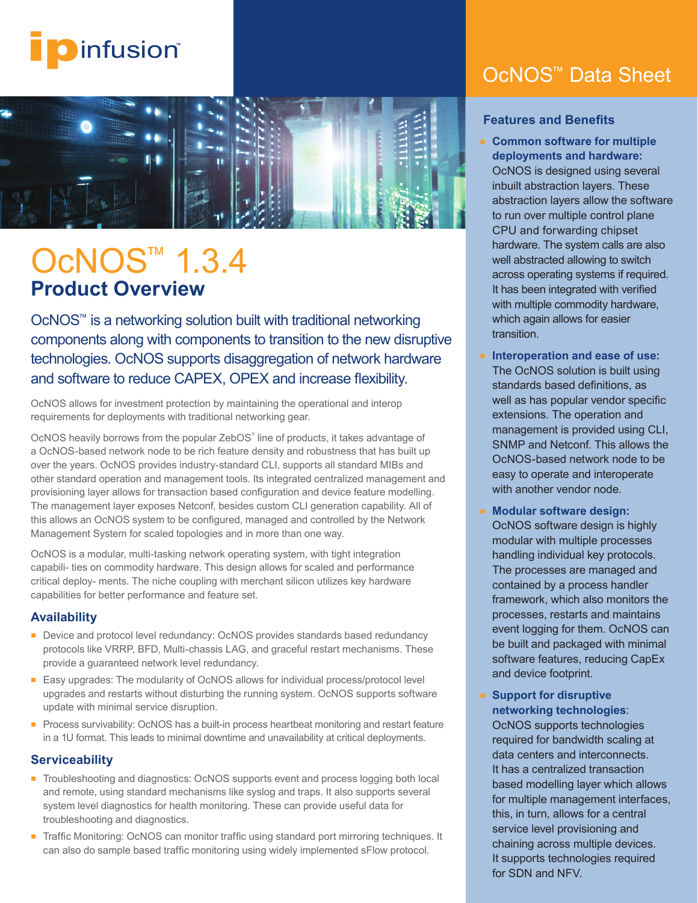# OcNOS™ 1.3.4

## Product Overview

OcNOS™ is a networking solution built with traditional networking components along with components to transition to the new disruptive technologies. OcNOS supports disaggregation of network hardware and software to reduce CAPEX, OPEX and increase flexibility.

OcNOS allows for investment protection by maintaining the operational and interop requirements for deployments with traditional networking gear.

OcNOS heavily borrows from the popular ZebOS® line of products, it takes advantage of a OcNOS-based network node to be rich feature density and robustness that has built up over the years. OcNOS provides industry-standard CLI, supports all standard MIBs and other standard operation and management tools. Its integrated centralized management and provisioning layer allows for transaction based configuration and device feature modelling. The management layer exposes Netconf, besides custom CLI generation capability. All of this allows an OcNOS system to be configured, managed and controlled by the Network Management System for scaled topologies and in more than one way.

OcNOS is a modular, multi-tasking network operating system, with tight integration capabili- ties on commodity hardware. This design allows for scaled and performance critical deploy- ments. The niche coupling with merchant silicon utilizes key hardware capabilities for better performance and feature set.

### Availability

- Device and protocol level redundancy: OcNOS provides standards based redundancy protocols like VRRP, BFD, Multi-chassis LAG, and graceful restart mechanisms. These provide a guaranteed network level redundancy.
- Easy upgrades: The modularity of OcNOS allows for individual process/protocol level upgrades and restarts without disturbing the running system. OcNOS supports software update with minimal service disruption.
- Process survivability: OcNOS has a built-in process heartbeat monitoring and restart feature in a 1U format. This leads to minimal downtime and unavailability at critical deployments.

### Serviceability

- Troubleshooting and diagnostics: OcNOS supports event and process logging both local and remote, using standard mechanisms like syslog and traps. It also supports several system level diagnostics for health monitoring. These can provide useful data for troubleshooting and diagnostics.
- Traffic Monitoring: OcNOS can monitor traffic using standard port mirroring techniques. It can also do sample based traffic monitoring using widely implemented sFlow protocol.

## OcNOS™ Data Sheet

### Features and Benefits

- **Common software for multiple deployments and hardware:** OcNOS is designed using several inbuilt abstraction layers. These abstraction layers allow the software to run over multiple control plane CPU and forwarding chipset hardware. The system calls are also well abstracted allowing to switch across operating systems if required. It has been integrated with verified with multiple commodity hardware, which again allows for easier transition.
- **Interoperation and ease of use:** The OcNOS solution is built using standards based definitions, as well as has popular vendor specific extensions. The operation and management is provided using CLI, SNMP and Netconf. This allows the OcNOS-based network node to be easy to operate and interoperate with another vendor node.
- **Modular software design:** OcNOS software design is highly modular with multiple processes handling individual key protocols. The processes are managed and contained by a process handler framework, which also monitors the processes, restarts and maintains event logging for them. OcNOS can be built and packaged with minimal software features, reducing CapEx and device footprint.
- **Support for disruptive networking technologies**: OcNOS supports technologies required for bandwidth scaling at data centers and interconnects. It has a centralized transaction based modelling layer which allows for multiple management interfaces, this, in turn, allows for a central service level provisioning and chaining across multiple devices. It supports technologies required for SDN and NFV.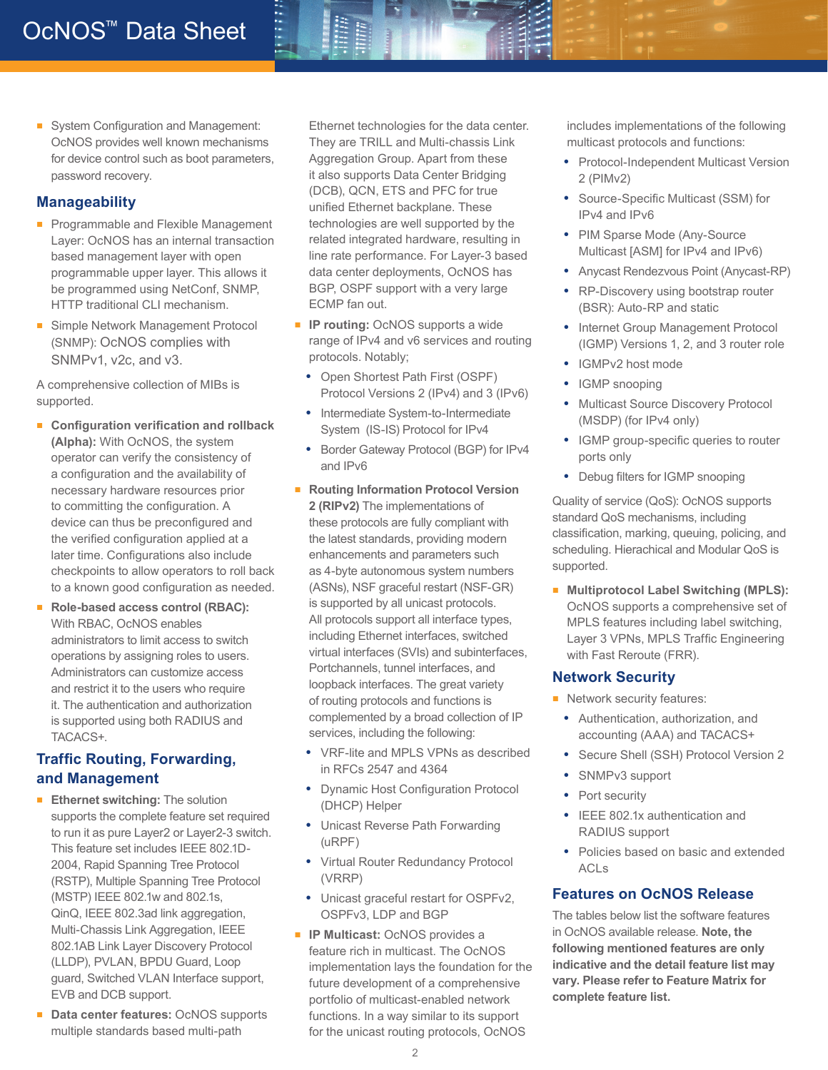- System Configuration and Management: OcNOS provides well known mechanisms for device control such as boot parameters, password recovery.

## Manageability

- Programmable and Flexible Management Layer: OcNOS has an internal transaction based management layer with open programmable upper layer. This allows it be programmed using NetConf, SNMP, HTTP traditional CLI mechanism.
- Simple Network Management Protocol (SNMP): OcNOS complies with SNMPv1, v2c, and v3.

A comprehensive collection of MIBs is supported.

- **Configuration verification and rollback (Alpha):** With OcNOS, the system operator can verify the consistency of a configuration and the availability of necessary hardware resources prior to committing the configuration. A device can thus be preconfigured and the verified configuration applied at a later time. Configurations also include checkpoints to allow operators to roll back to a known good configuration as needed.
- **Role-based access control (RBAC):** With RBAC, OcNOS enables administrators to limit access to switch operations by assigning roles to users. Administrators can customize access and restrict it to the users who require it. The authentication and authorization is supported using both RADIUS and TACACS+.

## Traffic Routing, Forwarding, and Management

- **Ethernet switching:** The solution supports the complete feature set required to run it as pure Layer2 or Layer2-3 switch. This feature set includes IEEE 802.1D-2004, Rapid Spanning Tree Protocol (RSTP), Multiple Spanning Tree Protocol (MSTP) IEEE 802.1w and 802.1s, QinQ, IEEE 802.3ad link aggregation, Multi-Chassis Link Aggregation, IEEE 802.1AB Link Layer Discovery Protocol (LLDP), PVLAN, BPDU Guard, Loop guard, Switched VLAN Interface support, EVB and DCB support.
- **Data center features:** OcNOS supports multiple standards based multi-path Ethernet technologies for the data center. They are TRILL and Multi-chassis Link Aggregation Group. Apart from these it also supports Data Center Bridging (DCB), QCN, ETS and PFC for true unified Ethernet backplane. These technologies are well supported by the related integrated hardware, resulting in line rate performance. For Layer-3 based data center deployments, OcNOS has BGP, OSPF support with a very large ECMP fan out.
- **IP routing:** OcNOS supports a wide range of IPv4 and v6 services and routing protocols. Notably;
  - Open Shortest Path First (OSPF) Protocol Versions 2 (IPv4) and 3 (IPv6)
  - Intermediate System-to-Intermediate System (IS-IS) Protocol for IPv4
  - Border Gateway Protocol (BGP) for IPv4 and IPv6
- **Routing Information Protocol Version 2 (RIPv2)** The implementations of these protocols are fully compliant with the latest standards, providing modern enhancements and parameters such as 4-byte autonomous system numbers (ASNs), NSF graceful restart (NSF-GR) is supported by all unicast protocols. All protocols support all interface types, including Ethernet interfaces, switched virtual interfaces (SVIs) and subinterfaces, Portchannels, tunnel interfaces, and loopback interfaces. The great variety of routing protocols and functions is complemented by a broad collection of IP services, including the following:
  - VRF-lite and MPLS VPNs as described in RFCs 2547 and 4364
  - Dynamic Host Configuration Protocol (DHCP) Helper
  - Unicast Reverse Path Forwarding (uRPF)
  - Virtual Router Redundancy Protocol (VRRP)
  - Unicast graceful restart for OSPFv2, OSPFv3, LDP and BGP
- **IP Multicast:** OcNOS provides a feature rich in multicast. The OcNOS implementation lays the foundation for the future development of a comprehensive portfolio of multicast-enabled network functions. In a way similar to its support for the unicast routing protocols, OcNOS includes implementations of the following multicast protocols and functions:
  - Protocol-Independent Multicast Version 2 (PIMv2)
  - Source-Specific Multicast (SSM) for IPv4 and IPv6
  - PIM Sparse Mode (Any-Source Multicast [ASM] for IPv4 and IPv6)
  - Anycast Rendezvous Point (Anycast-RP)
  - RP-Discovery using bootstrap router (BSR): Auto-RP and static
  - Internet Group Management Protocol (IGMP) Versions 1, 2, and 3 router role
  - IGMPv2 host mode
  - IGMP snooping
  - Multicast Source Discovery Protocol (MSDP) (for IPv4 only)
  - IGMP group-specific queries to router ports only
  - Debug filters for IGMP snooping

Quality of service (QoS): OcNOS supports standard QoS mechanisms, including classification, marking, queuing, policing, and scheduling. Hierachical and Modular QoS is supported.

- **Multiprotocol Label Switching (MPLS):** OcNOS supports a comprehensive set of MPLS features including label switching, Layer 3 VPNs, MPLS Traffic Engineering with Fast Reroute (FRR).

## Network Security

- Network security features:
  - Authentication, authorization, and accounting (AAA) and TACACS+
  - Secure Shell (SSH) Protocol Version 2
  - SNMPv3 support
  - Port security
  - IEEE 802.1x authentication and RADIUS support
  - Policies based on basic and extended ACLs

## Features on OcNOS Release

The tables below list the software features in OcNOS available release. **Note, the following mentioned features are only indicative and the detail feature list may vary. Please refer to Feature Matrix for complete feature list.**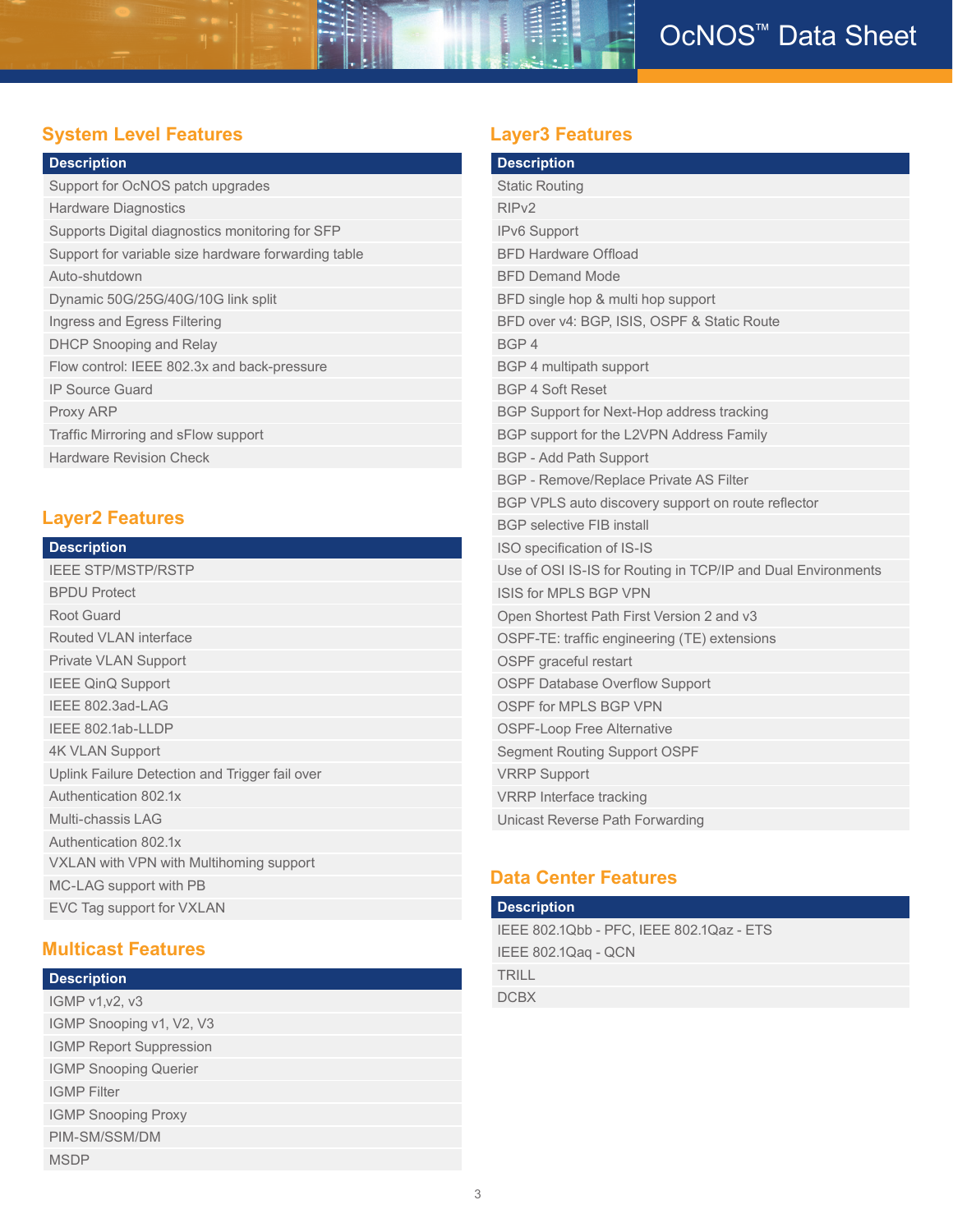## System Level Features

| Description |
| --- |
| Support for OcNOS patch upgrades |
| Hardware Diagnostics |
| Supports Digital diagnostics monitoring for SFP |
| Support for variable size hardware forwarding table |
| Auto-shutdown |
| Dynamic 50G/25G/40G/10G link split |
| Ingress and Egress Filtering |
| DHCP Snooping and Relay |
| Flow control: IEEE 802.3x and back-pressure |
| IP Source Guard |
| Proxy ARP |
| Traffic Mirroring and sFlow support |
| Hardware Revision Check |

## Layer2 Features

| Description |
| --- |
| IEEE STP/MSTP/RSTP |
| BPDU Protect |
| Root Guard |
| Routed VLAN interface |
| Private VLAN Support |
| IEEE QinQ Support |
| IEEE 802.3ad-LAG |
| IEEE 802.1ab-LLDP |
| 4K VLAN Support |
| Uplink Failure Detection and Trigger fail over |
| Authentication 802.1x |
| Multi-chassis LAG |
| Authentication 802.1x |
| VXLAN with VPN with Multihoming support |
| MC-LAG support with PB |
| EVC Tag support for VXLAN |

## Multicast Features

| Description |
| --- |
| IGMP v1,v2, v3 |
| IGMP Snooping v1, V2, V3 |
| IGMP Report Suppression |
| IGMP Snooping Querier |
| IGMP Filter |
| IGMP Snooping Proxy |
| PIM-SM/SSM/DM |
| MSDP |

## Layer3 Features

| Description |
| --- |
| Static Routing |
| RIPv2 |
| IPv6 Support |
| BFD Hardware Offload |
| BFD Demand Mode |
| BFD single hop & multi hop support |
| BFD over v4: BGP, ISIS, OSPF & Static Route |
| BGP 4 |
| BGP 4 multipath support |
| BGP 4 Soft Reset |
| BGP Support for Next-Hop address tracking |
| BGP support for the L2VPN Address Family |
| BGP - Add Path Support |
| BGP - Remove/Replace Private AS Filter |
| BGP VPLS auto discovery support on route reflector |
| BGP selective FIB install |
| ISO specification of IS-IS |
| Use of OSI IS-IS for Routing in TCP/IP and Dual Environments |
| ISIS for MPLS BGP VPN |
| Open Shortest Path First Version 2 and v3 |
| OSPF-TE: traffic engineering (TE) extensions |
| OSPF graceful restart |
| OSPF Database Overflow Support |
| OSPF for MPLS BGP VPN |
| OSPF-Loop Free Alternative |
| Segment Routing Support OSPF |
| VRRP Support |
| VRRP Interface tracking |
| Unicast Reverse Path Forwarding |

## Data Center Features

| Description |
| --- |
| IEEE 802.1Qbb - PFC, IEEE 802.1Qaz - ETS |
| IEEE 802.1Qaq - QCN |
| TRILL |
| DCBX |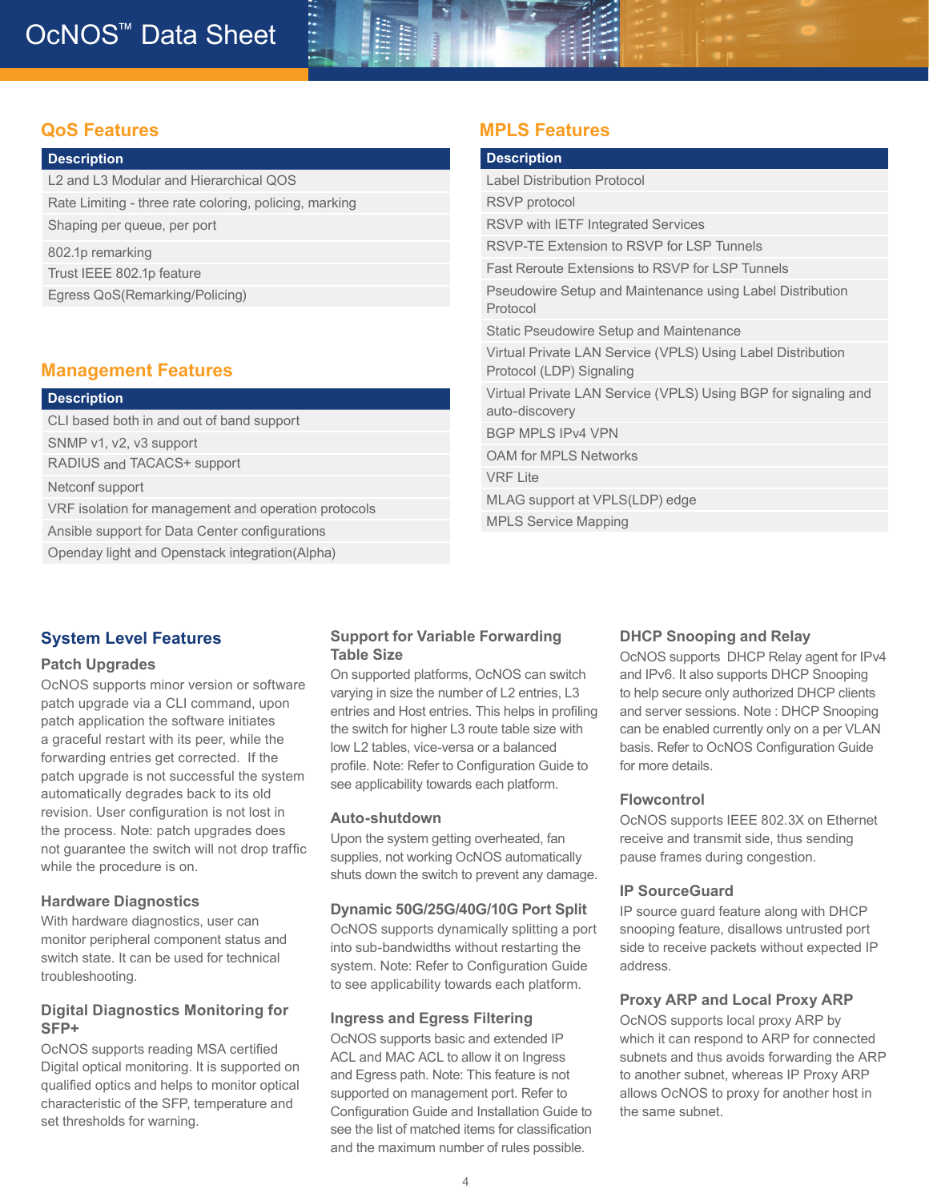## QoS Features

| Description |
|---|
| L2 and L3 Modular and Hierarchical QOS |
| Rate Limiting - three rate coloring, policing, marking |
| Shaping per queue, per port |
| 802.1p remarking |
| Trust IEEE 802.1p feature |
| Egress QoS(Remarking/Policing) |

## Management Features

| Description |
|---|
| CLI based both in and out of band support |
| SNMP v1, v2, v3 support |
| RADIUS and TACACS+ support |
| Netconf support |
| VRF isolation for management and operation protocols |
| Ansible support for Data Center configurations |
| Openday light and Openstack integration(Alpha) |

## MPLS Features

| Description |
|---|
| Label Distribution Protocol |
| RSVP protocol |
| RSVP with IETF Integrated Services |
| RSVP-TE Extension to RSVP for LSP Tunnels |
| Fast Reroute Extensions to RSVP for LSP Tunnels |
| Pseudowire Setup and Maintenance using Label Distribution Protocol |
| Static Pseudowire Setup and Maintenance |
| Virtual Private LAN Service (VPLS) Using Label Distribution Protocol (LDP) Signaling |
| Virtual Private LAN Service (VPLS) Using BGP for signaling and auto-discovery |
| BGP MPLS IPv4 VPN |
| OAM for MPLS Networks |
| VRF Lite |
| MLAG support at VPLS(LDP) edge |
| MPLS Service Mapping |

## System Level Features

### Patch Upgrades

OcNOS supports minor version or software patch upgrade via a CLI command, upon patch application the software initiates a graceful restart with its peer, while the forwarding entries get corrected. If the patch upgrade is not successful the system automatically degrades back to its old revision. User configuration is not lost in the process. Note: patch upgrades does not guarantee the switch will not drop traffic while the procedure is on.

### Hardware Diagnostics

With hardware diagnostics, user can monitor peripheral component status and switch state. It can be used for technical troubleshooting.

### Digital Diagnostics Monitoring for SFP+

OcNOS supports reading MSA certified Digital optical monitoring. It is supported on qualified optics and helps to monitor optical characteristic of the SFP, temperature and set thresholds for warning.

### Support for Variable Forwarding Table Size

On supported platforms, OcNOS can switch varying in size the number of L2 entries, L3 entries and Host entries. This helps in profiling the switch for higher L3 route table size with low L2 tables, vice-versa or a balanced profile. Note: Refer to Configuration Guide to see applicability towards each platform.

### Auto-shutdown

Upon the system getting overheated, fan supplies, not working OcNOS automatically shuts down the switch to prevent any damage.

### Dynamic 50G/25G/40G/10G Port Split

OcNOS supports dynamically splitting a port into sub-bandwidths without restarting the system. Note: Refer to Configuration Guide to see applicability towards each platform.

### Ingress and Egress Filtering

OcNOS supports basic and extended IP ACL and MAC ACL to allow it on Ingress and Egress path. Note: This feature is not supported on management port. Refer to Configuration Guide and Installation Guide to see the list of matched items for classification and the maximum number of rules possible.

### DHCP Snooping and Relay

OcNOS supports DHCP Relay agent for IPv4 and IPv6. It also supports DHCP Snooping to help secure only authorized DHCP clients and server sessions. Note : DHCP Snooping can be enabled currently only on a per VLAN basis. Refer to OcNOS Configuration Guide for more details.

### Flowcontrol

OcNOS supports IEEE 802.3X on Ethernet receive and transmit side, thus sending pause frames during congestion.

### IP SourceGuard

IP source guard feature along with DHCP snooping feature, disallows untrusted port side to receive packets without expected IP address.

### Proxy ARP and Local Proxy ARP

OcNOS supports local proxy ARP by which it can respond to ARP for connected subnets and thus avoids forwarding the ARP to another subnet, whereas IP Proxy ARP allows OcNOS to proxy for another host in the same subnet.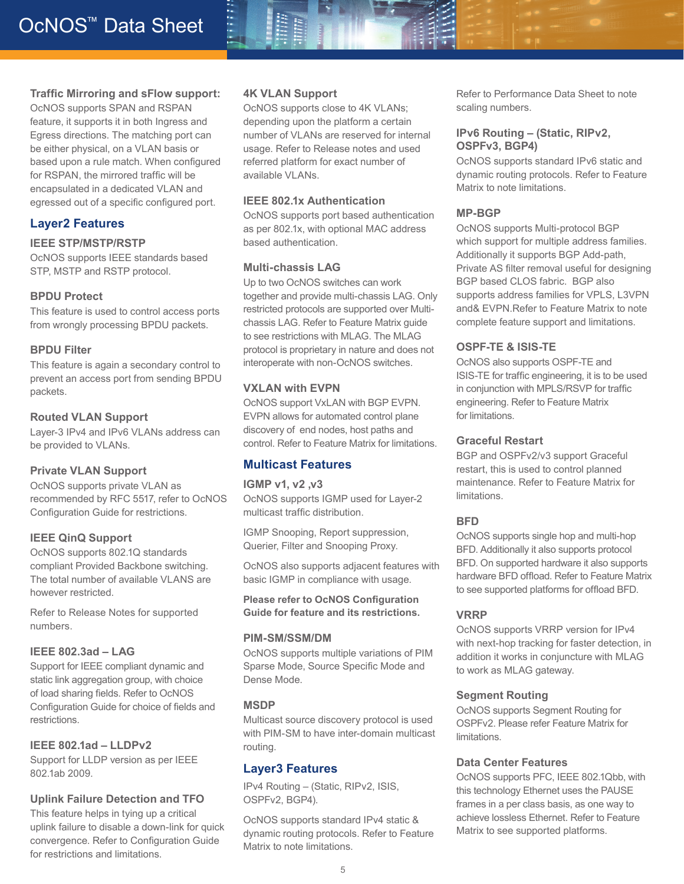### Traffic Mirroring and sFlow support:

OcNOS supports SPAN and RSPAN feature, it supports it in both Ingress and Egress directions. The matching port can be either physical, on a VLAN basis or based upon a rule match. When configured for RSPAN, the mirrored traffic will be encapsulated in a dedicated VLAN and egressed out of a specific configured port.

## Layer2 Features

### IEEE STP/MSTP/RSTP

OcNOS supports IEEE standards based STP, MSTP and RSTP protocol.

### BPDU Protect

This feature is used to control access ports from wrongly processing BPDU packets.

### BPDU Filter

This feature is again a secondary control to prevent an access port from sending BPDU packets.

### Routed VLAN Support

Layer-3 IPv4 and IPv6 VLANs address can be provided to VLANs.

### Private VLAN Support

OcNOS supports private VLAN as recommended by RFC 5517, refer to OcNOS Configuration Guide for restrictions.

### IEEE QinQ Support

OcNOS supports 802.1Q standards compliant Provided Backbone switching. The total number of available VLANS are however restricted.

Refer to Release Notes for supported numbers.

### IEEE 802.3ad – LAG

Support for IEEE compliant dynamic and static link aggregation group, with choice of load sharing fields. Refer to OcNOS Configuration Guide for choice of fields and restrictions.

### IEEE 802.1ad – LLDPv2

Support for LLDP version as per IEEE 802.1ab 2009.

### Uplink Failure Detection and TFO

This feature helps in tying up a critical uplink failure to disable a down-link for quick convergence. Refer to Configuration Guide for restrictions and limitations.

### 4K VLAN Support

OcNOS supports close to 4K VLANs; depending upon the platform a certain number of VLANs are reserved for internal usage. Refer to Release notes and used referred platform for exact number of available VLANs.

### IEEE 802.1x Authentication

OcNOS supports port based authentication as per 802.1x, with optional MAC address based authentication.

### Multi-chassis LAG

Up to two OcNOS switches can work together and provide multi-chassis LAG. Only restricted protocols are supported over Multi-chassis LAG. Refer to Feature Matrix guide to see restrictions with MLAG. The MLAG protocol is proprietary in nature and does not interoperate with non-OcNOS switches.

### VXLAN with EVPN

OcNOS support VxLAN with BGP EVPN. EVPN allows for automated control plane discovery of end nodes, host paths and control. Refer to Feature Matrix for limitations.

## Multicast Features

### IGMP v1, v2 ,v3

OcNOS supports IGMP used for Layer-2 multicast traffic distribution.

IGMP Snooping, Report suppression, Querier, Filter and Snooping Proxy.

OcNOS also supports adjacent features with basic IGMP in compliance with usage.

**Please refer to OcNOS Configuration Guide for feature and its restrictions.**

### PIM-SM/SSM/DM

OcNOS supports multiple variations of PIM Sparse Mode, Source Specific Mode and Dense Mode.

### MSDP

Multicast source discovery protocol is used with PIM-SM to have inter-domain multicast routing.

## Layer3 Features

IPv4 Routing – (Static, RIPv2, ISIS, OSPFv2, BGP4).

OcNOS supports standard IPv4 static & dynamic routing protocols. Refer to Feature Matrix to note limitations.

Refer to Performance Data Sheet to note scaling numbers.

### IPv6 Routing – (Static, RIPv2, OSPFv3, BGP4)

OcNOS supports standard IPv6 static and dynamic routing protocols. Refer to Feature Matrix to note limitations.

### MP-BGP

OcNOS supports Multi-protocol BGP which support for multiple address families. Additionally it supports BGP Add-path, Private AS filter removal useful for designing BGP based CLOS fabric. BGP also supports address families for VPLS, L3VPN and& EVPN.Refer to Feature Matrix to note complete feature support and limitations.

### OSPF-TE & ISIS-TE

OcNOS also supports OSPF-TE and ISIS-TE for traffic engineering, it is to be used in conjunction with MPLS/RSVP for traffic engineering. Refer to Feature Matrix for limitations.

### Graceful Restart

BGP and OSPFv2/v3 support Graceful restart, this is used to control planned maintenance. Refer to Feature Matrix for limitations.

### BFD

OcNOS supports single hop and multi-hop BFD. Additionally it also supports protocol BFD. On supported hardware it also supports hardware BFD offload. Refer to Feature Matrix to see supported platforms for offload BFD.

### VRRP

OcNOS supports VRRP version for IPv4 with next-hop tracking for faster detection, in addition it works in conjuncture with MLAG to work as MLAG gateway.

### Segment Routing

OcNOS supports Segment Routing for OSPFv2. Please refer Feature Matrix for limitations.

### Data Center Features

OcNOS supports PFC, IEEE 802.1Qbb, with this technology Ethernet uses the PAUSE frames in a per class basis, as one way to achieve lossless Ethernet. Refer to Feature Matrix to see supported platforms.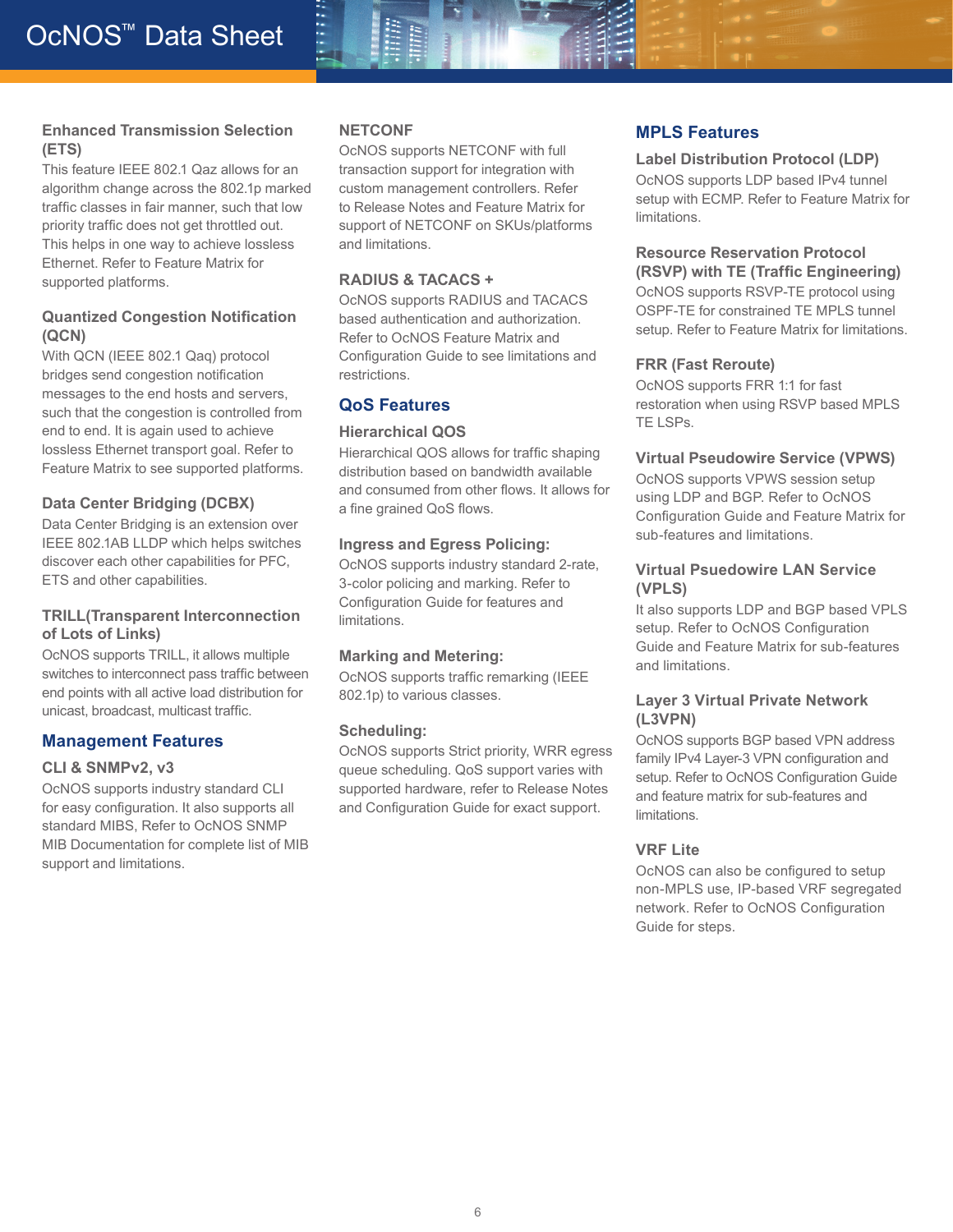### Enhanced Transmission Selection (ETS)

This feature IEEE 802.1 Qaz allows for an algorithm change across the 802.1p marked traffic classes in fair manner, such that low priority traffic does not get throttled out. This helps in one way to achieve lossless Ethernet. Refer to Feature Matrix for supported platforms.

### Quantized Congestion Notification (QCN)

With QCN (IEEE 802.1 Qaq) protocol bridges send congestion notification messages to the end hosts and servers, such that the congestion is controlled from end to end. It is again used to achieve lossless Ethernet transport goal. Refer to Feature Matrix to see supported platforms.

### Data Center Bridging (DCBX)

Data Center Bridging is an extension over IEEE 802.1AB LLDP which helps switches discover each other capabilities for PFC, ETS and other capabilities.

### TRILL(Transparent Interconnection of Lots of Links)

OcNOS supports TRILL, it allows multiple switches to interconnect pass traffic between end points with all active load distribution for unicast, broadcast, multicast traffic.

## Management Features

### CLI & SNMPv2, v3

OcNOS supports industry standard CLI for easy configuration. It also supports all standard MIBS, Refer to OcNOS SNMP MIB Documentation for complete list of MIB support and limitations.

### NETCONF

OcNOS supports NETCONF with full transaction support for integration with custom management controllers. Refer to Release Notes and Feature Matrix for support of NETCONF on SKUs/platforms and limitations.

### RADIUS & TACACS +

OcNOS supports RADIUS and TACACS based authentication and authorization. Refer to OcNOS Feature Matrix and Configuration Guide to see limitations and restrictions.

## QoS Features

### Hierarchical QOS

Hierarchical QOS allows for traffic shaping distribution based on bandwidth available and consumed from other flows. It allows for a fine grained QoS flows.

### Ingress and Egress Policing:

OcNOS supports industry standard 2-rate, 3-color policing and marking. Refer to Configuration Guide for features and limitations.

### Marking and Metering:

OcNOS supports traffic remarking (IEEE 802.1p) to various classes.

### Scheduling:

OcNOS supports Strict priority, WRR egress queue scheduling. QoS support varies with supported hardware, refer to Release Notes and Configuration Guide for exact support.

## MPLS Features

### Label Distribution Protocol (LDP)

OcNOS supports LDP based IPv4 tunnel setup with ECMP. Refer to Feature Matrix for limitations.

### Resource Reservation Protocol (RSVP) with TE (Traffic Engineering)

OcNOS supports RSVP-TE protocol using OSPF-TE for constrained TE MPLS tunnel setup. Refer to Feature Matrix for limitations.

### FRR (Fast Reroute)

OcNOS supports FRR 1:1 for fast restoration when using RSVP based MPLS TE LSPs.

### Virtual Pseudowire Service (VPWS)

OcNOS supports VPWS session setup using LDP and BGP. Refer to OcNOS Configuration Guide and Feature Matrix for sub-features and limitations.

### Virtual Psuedowire LAN Service (VPLS)

It also supports LDP and BGP based VPLS setup. Refer to OcNOS Configuration Guide and Feature Matrix for sub-features and limitations.

### Layer 3 Virtual Private Network (L3VPN)

OcNOS supports BGP based VPN address family IPv4 Layer-3 VPN configuration and setup. Refer to OcNOS Configuration Guide and feature matrix for sub-features and limitations.

### VRF Lite

OcNOS can also be configured to setup non-MPLS use, IP-based VRF segregated network. Refer to OcNOS Configuration Guide for steps.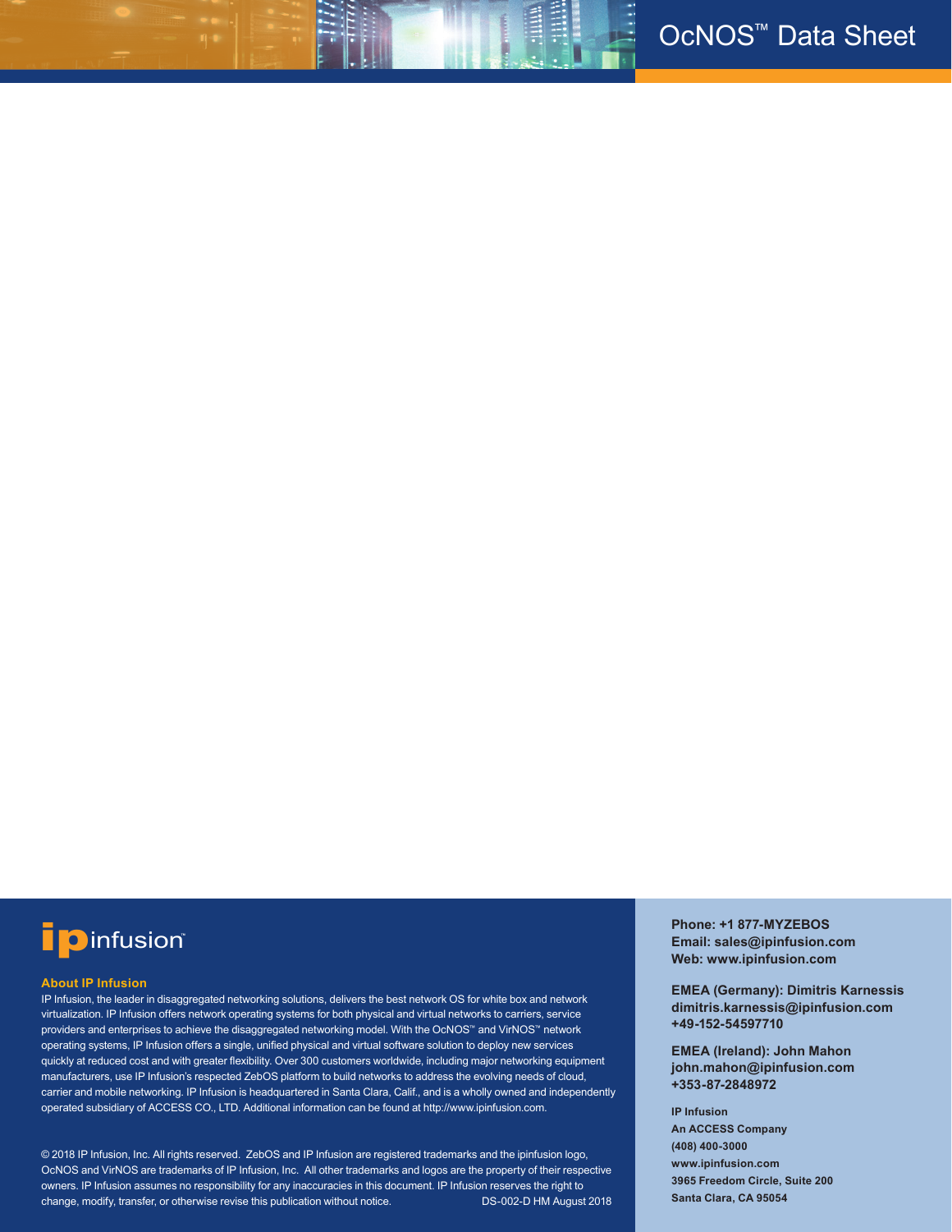# OcNOS™ Data Sheet

ipinfusion™

**About IP Infusion**

IP Infusion, the leader in disaggregated networking solutions, delivers the best network OS for white box and network virtualization. IP Infusion offers network operating systems for both physical and virtual networks to carriers, service providers and enterprises to achieve the disaggregated networking model. With the OcNOS™ and VirNOS™ network operating systems, IP Infusion offers a single, unified physical and virtual software solution to deploy new services quickly at reduced cost and with greater flexibility. Over 300 customers worldwide, including major networking equipment manufacturers, use IP Infusion's respected ZebOS platform to build networks to address the evolving needs of cloud, carrier and mobile networking. IP Infusion is headquartered in Santa Clara, Calif., and is a wholly owned and independently operated subsidiary of ACCESS CO., LTD. Additional information can be found at http://www.ipinfusion.com.

© 2018 IP Infusion, Inc. All rights reserved. ZebOS and IP Infusion are registered trademarks and the ipinfusion logo, OcNOS and VirNOS are trademarks of IP Infusion, Inc. All other trademarks and logos are the property of their respective owners. IP Infusion assumes no responsibility for any inaccuracies in this document. IP Infusion reserves the right to change, modify, transfer, or otherwise revise this publication without notice.

DS-002-D HM August 2018

**Phone: +1 877-MYZEBOS**
**Email: sales@ipinfusion.com**
**Web: www.ipinfusion.com**

**EMEA (Germany): Dimitris Karnessis**
**dimitris.karnessis@ipinfusion.com**
**+49-152-54597710**

**EMEA (Ireland): John Mahon**
**john.mahon@ipinfusion.com**
**+353-87-2848972**

**IP Infusion**
**An ACCESS Company**
**(408) 400-3000**
**www.ipinfusion.com**
**3965 Freedom Circle, Suite 200**
**Santa Clara, CA 95054**